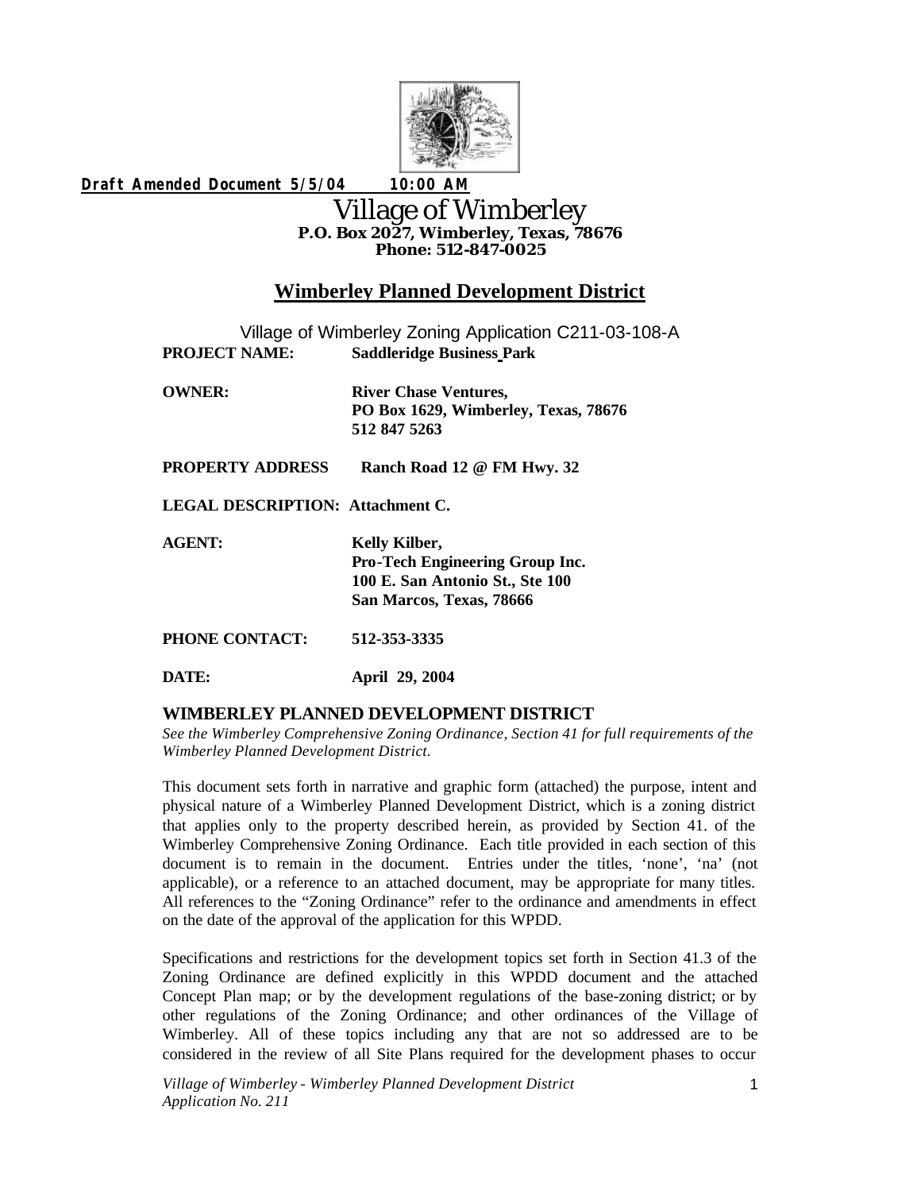**Draft Amended Document 5/5/04 10:00 AM**

# Village of Wimberley

**P.O. Box 2027, Wimberley, Texas, 78676**
**Phone: 512-847-0025**

## Wimberley Planned Development District

Village of Wimberley Zoning Application C211-03-108-A

**PROJECT NAME:** **Saddleridge Business Park**

**OWNER:** **River Chase Ventures,**
**PO Box 1629, Wimberley, Texas, 78676**
**512 847 5263**

**PROPERTY ADDRESS** **Ranch Road 12 @ FM Hwy. 32**

**LEGAL DESCRIPTION: Attachment C.**

**AGENT:** **Kelly Kilber,**
**Pro-Tech Engineering Group Inc.**
**100 E. San Antonio St., Ste 100**
**San Marcos, Texas, 78666**

**PHONE CONTACT:** **512-353-3335**

**DATE:** **April 29, 2004**

### WIMBERLEY PLANNED DEVELOPMENT DISTRICT

*See the Wimberley Comprehensive Zoning Ordinance, Section 41 for full requirements of the Wimberley Planned Development District.*

This document sets forth in narrative and graphic form (attached) the purpose, intent and physical nature of a Wimberley Planned Development District, which is a zoning district that applies only to the property described herein, as provided by Section 41. of the Wimberley Comprehensive Zoning Ordinance. Each title provided in each section of this document is to remain in the document. Entries under the titles, 'none', 'na' (not applicable), or a reference to an attached document, may be appropriate for many titles. All references to the "Zoning Ordinance" refer to the ordinance and amendments in effect on the date of the approval of the application for this WPDD.

Specifications and restrictions for the development topics set forth in Section 41.3 of the Zoning Ordinance are defined explicitly in this WPDD document and the attached Concept Plan map; or by the development regulations of the base-zoning district; or by other regulations of the Zoning Ordinance; and other ordinances of the Village of Wimberley. All of these topics including any that are not so addressed are to be considered in the review of all Site Plans required for the development phases to occur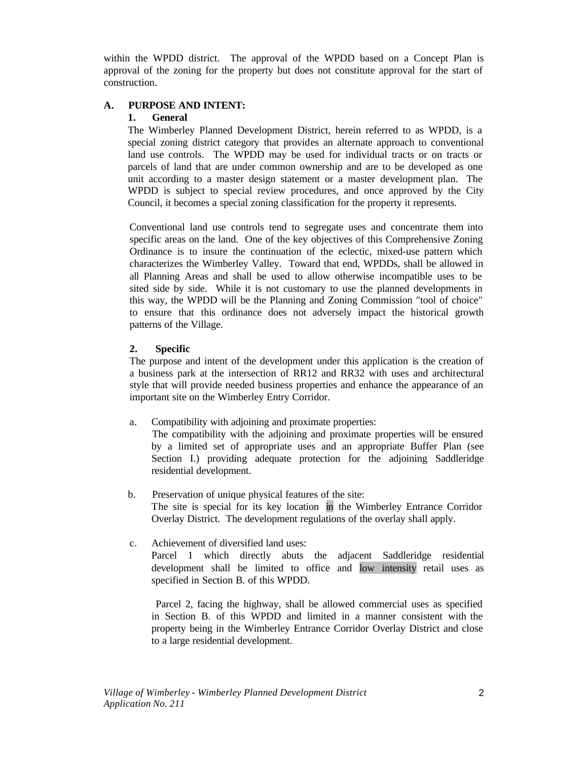within the WPDD district. The approval of the WPDD based on a Concept Plan is approval of the zoning for the property but does not constitute approval for the start of construction.

**A. PURPOSE AND INTENT:**

**1. General**

The Wimberley Planned Development District, herein referred to as WPDD, is a special zoning district category that provides an alternate approach to conventional land use controls. The WPDD may be used for individual tracts or on tracts or parcels of land that are under common ownership and are to be developed as one unit according to a master design statement or a master development plan. The WPDD is subject to special review procedures, and once approved by the City Council, it becomes a special zoning classification for the property it represents.

Conventional land use controls tend to segregate uses and concentrate them into specific areas on the land. One of the key objectives of this Comprehensive Zoning Ordinance is to insure the continuation of the eclectic, mixed-use pattern which characterizes the Wimberley Valley. Toward that end, WPDDs, shall be allowed in all Planning Areas and shall be used to allow otherwise incompatible uses to be sited side by side. While it is not customary to use the planned developments in this way, the WPDD will be the Planning and Zoning Commission "tool of choice" to ensure that this ordinance does not adversely impact the historical growth patterns of the Village.

**2. Specific**

The purpose and intent of the development under this application is the creation of a business park at the intersection of RR12 and RR32 with uses and architectural style that will provide needed business properties and enhance the appearance of an important site on the Wimberley Entry Corridor.

a. Compatibility with adjoining and proximate properties:
The compatibility with the adjoining and proximate properties will be ensured by a limited set of appropriate uses and an appropriate Buffer Plan (see Section I.) providing adequate protection for the adjoining Saddleridge residential development.

b. Preservation of unique physical features of the site:
The site is special for its key location in the Wimberley Entrance Corridor Overlay District. The development regulations of the overlay shall apply.

c. Achievement of diversified land uses:
Parcel 1 which directly abuts the adjacent Saddleridge residential development shall be limited to office and low intensity retail uses as specified in Section B. of this WPDD.

Parcel 2, facing the highway, shall be allowed commercial uses as specified in Section B. of this WPDD and limited in a manner consistent with the property being in the Wimberley Entrance Corridor Overlay District and close to a large residential development.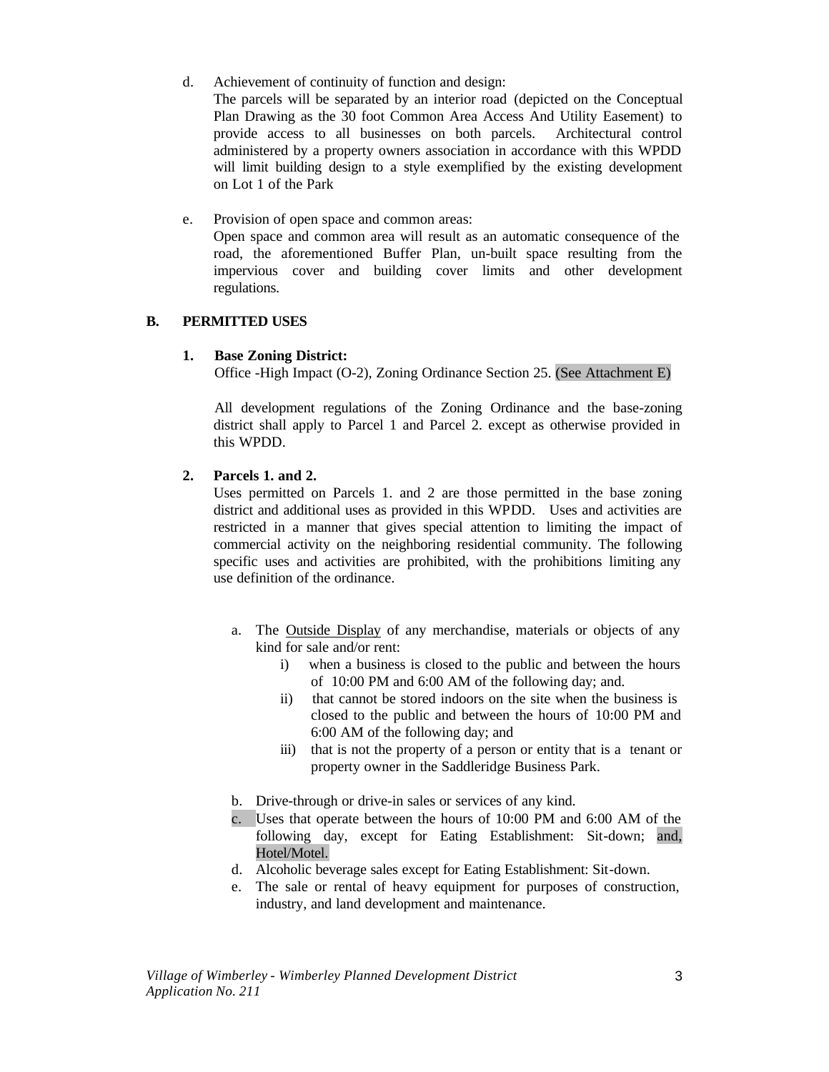d. Achievement of continuity of function and design:
The parcels will be separated by an interior road (depicted on the Conceptual Plan Drawing as the 30 foot Common Area Access And Utility Easement) to provide access to all businesses on both parcels. Architectural control administered by a property owners association in accordance with this WPDD will limit building design to a style exemplified by the existing development on Lot 1 of the Park

e. Provision of open space and common areas:
Open space and common area will result as an automatic consequence of the road, the aforementioned Buffer Plan, un-built space resulting from the impervious cover and building cover limits and other development regulations.

## B. PERMITTED USES

### 1. Base Zoning District:

Office -High Impact (O-2), Zoning Ordinance Section 25. (See Attachment E)

All development regulations of the Zoning Ordinance and the base-zoning district shall apply to Parcel 1 and Parcel 2. except as otherwise provided in this WPDD.

### 2. Parcels 1. and 2.

Uses permitted on Parcels 1. and 2 are those permitted in the base zoning district and additional uses as provided in this WPDD. Uses and activities are restricted in a manner that gives special attention to limiting the impact of commercial activity on the neighboring residential community. The following specific uses and activities are prohibited, with the prohibitions limiting any use definition of the ordinance.

a. The Outside Display of any merchandise, materials or objects of any kind for sale and/or rent:
   - i) when a business is closed to the public and between the hours of 10:00 PM and 6:00 AM of the following day; and.
   - ii) that cannot be stored indoors on the site when the business is closed to the public and between the hours of 10:00 PM and 6:00 AM of the following day; and
   - iii) that is not the property of a person or entity that is a tenant or property owner in the Saddleridge Business Park.

b. Drive-through or drive-in sales or services of any kind.

c. Uses that operate between the hours of 10:00 PM and 6:00 AM of the following day, except for Eating Establishment: Sit-down; and, Hotel/Motel.

d. Alcoholic beverage sales except for Eating Establishment: Sit-down.

e. The sale or rental of heavy equipment for purposes of construction, industry, and land development and maintenance.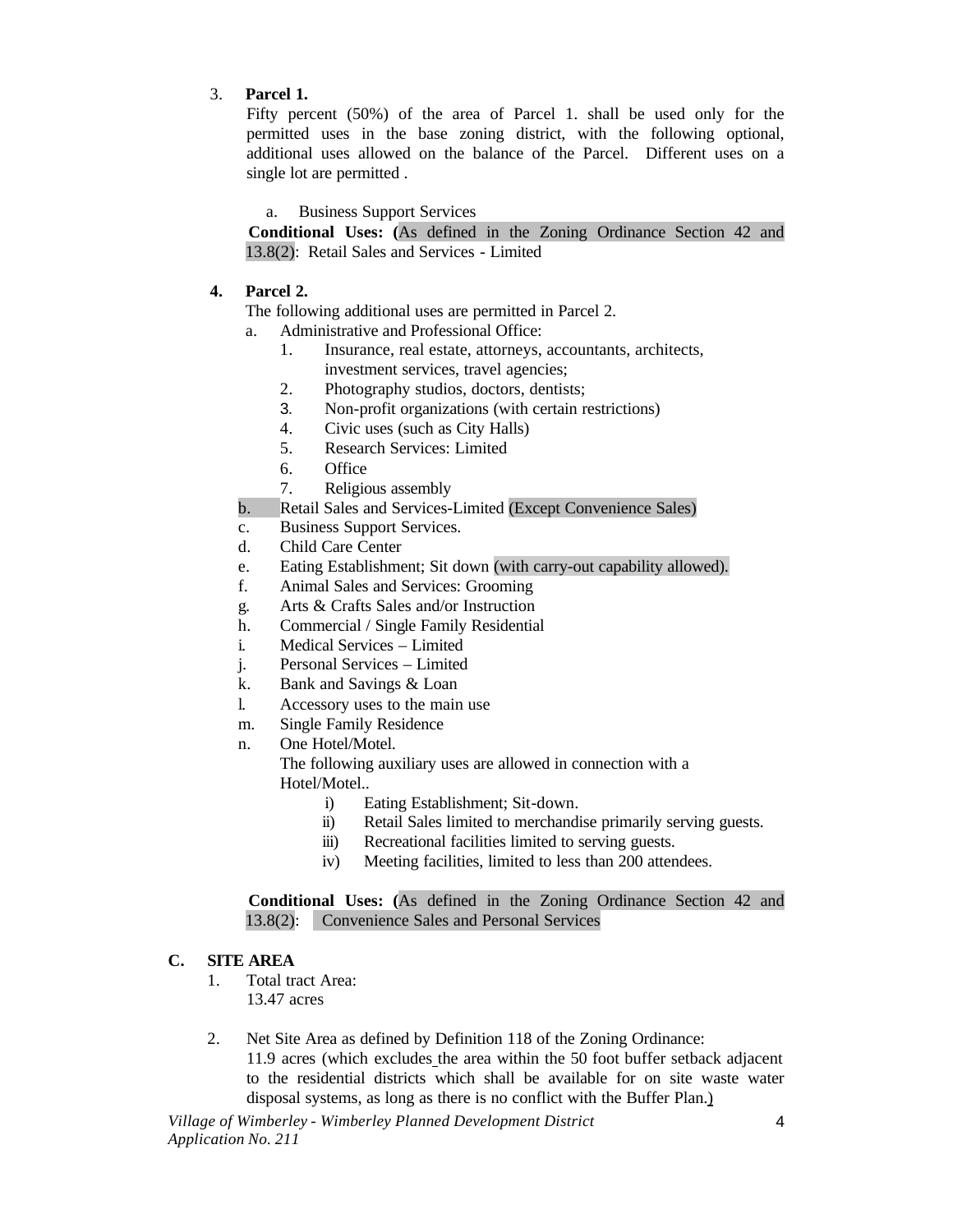3. **Parcel 1.**

   Fifty percent (50%) of the area of Parcel 1. shall be used only for the permitted uses in the base zoning district, with the following optional, additional uses allowed on the balance of the Parcel. Different uses on a single lot are permitted .

   a. Business Support Services

   **Conditional Uses: (**As defined in the Zoning Ordinance Section 42 and 13.8(2): Retail Sales and Services - Limited

4. **Parcel 2.**

   The following additional uses are permitted in Parcel 2.

   a. Administrative and Professional Office:
      1. Insurance, real estate, attorneys, accountants, architects, investment services, travel agencies;
      2. Photography studios, doctors, dentists;
      3. Non-profit organizations (with certain restrictions)
      4. Civic uses (such as City Halls)
      5. Research Services: Limited
      6. Office
      7. Religious assembly

   b. Retail Sales and Services-Limited (Except Convenience Sales)

   c. Business Support Services.

   d. Child Care Center

   e. Eating Establishment; Sit down (with carry-out capability allowed).

   f. Animal Sales and Services: Grooming

   g. Arts & Crafts Sales and/or Instruction

   h. Commercial / Single Family Residential

   i. Medical Services – Limited

   j. Personal Services – Limited

   k. Bank and Savings & Loan

   l. Accessory uses to the main use

   m. Single Family Residence

   n. One Hotel/Motel.

      The following auxiliary uses are allowed in connection with a Hotel/Motel..

      i) Eating Establishment; Sit-down.

      ii) Retail Sales limited to merchandise primarily serving guests.

      iii) Recreational facilities limited to serving guests.

      iv) Meeting facilities, limited to less than 200 attendees.

   **Conditional Uses: (**As defined in the Zoning Ordinance Section 42 and 13.8(2): Convenience Sales and Personal Services

**C. SITE AREA**

1. Total tract Area:

   13.47 acres

2. Net Site Area as defined by Definition 118 of the Zoning Ordinance:

   11.9 acres (which excludes the area within the 50 foot buffer setback adjacent to the residential districts which shall be available for on site waste water disposal systems, as long as there is no conflict with the Buffer Plan.)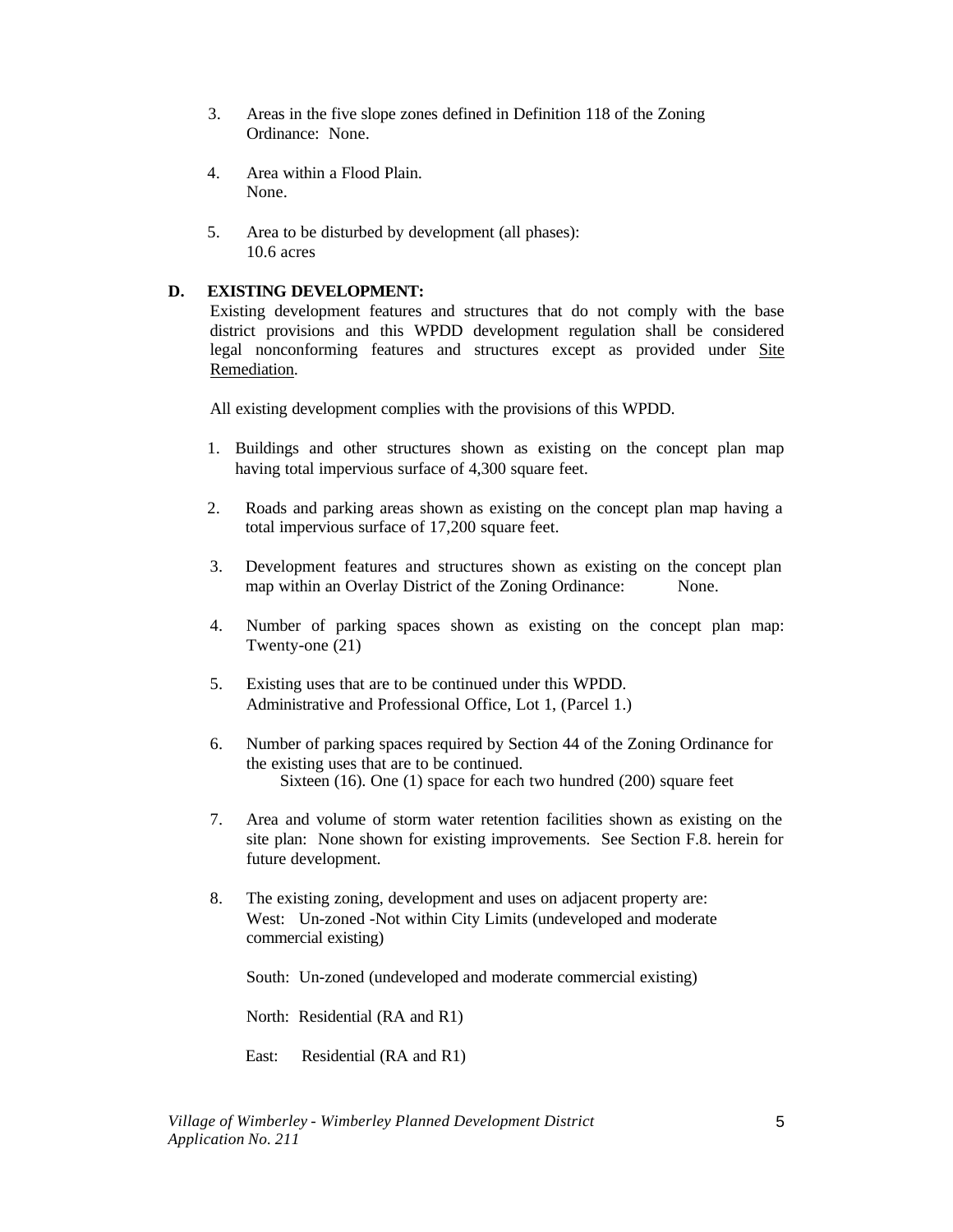3. Areas in the five slope zones defined in Definition 118 of the Zoning Ordinance: None.

4. Area within a Flood Plain.
   None.

5. Area to be disturbed by development (all phases):
   10.6 acres

**D. EXISTING DEVELOPMENT:**

Existing development features and structures that do not comply with the base district provisions and this WPDD development regulation shall be considered legal nonconforming features and structures except as provided under Site Remediation.

All existing development complies with the provisions of this WPDD.

1. Buildings and other structures shown as existing on the concept plan map having total impervious surface of 4,300 square feet.

2. Roads and parking areas shown as existing on the concept plan map having a total impervious surface of 17,200 square feet.

3. Development features and structures shown as existing on the concept plan map within an Overlay District of the Zoning Ordinance: None.

4. Number of parking spaces shown as existing on the concept plan map: Twenty-one (21)

5. Existing uses that are to be continued under this WPDD.
   Administrative and Professional Office, Lot 1, (Parcel 1.)

6. Number of parking spaces required by Section 44 of the Zoning Ordinance for the existing uses that are to be continued.
   Sixteen (16). One (1) space for each two hundred (200) square feet

7. Area and volume of storm water retention facilities shown as existing on the site plan: None shown for existing improvements. See Section F.8. herein for future development.

8. The existing zoning, development and uses on adjacent property are:
   West: Un-zoned -Not within City Limits (undeveloped and moderate commercial existing)

   South: Un-zoned (undeveloped and moderate commercial existing)

   North: Residential (RA and R1)

   East: Residential (RA and R1)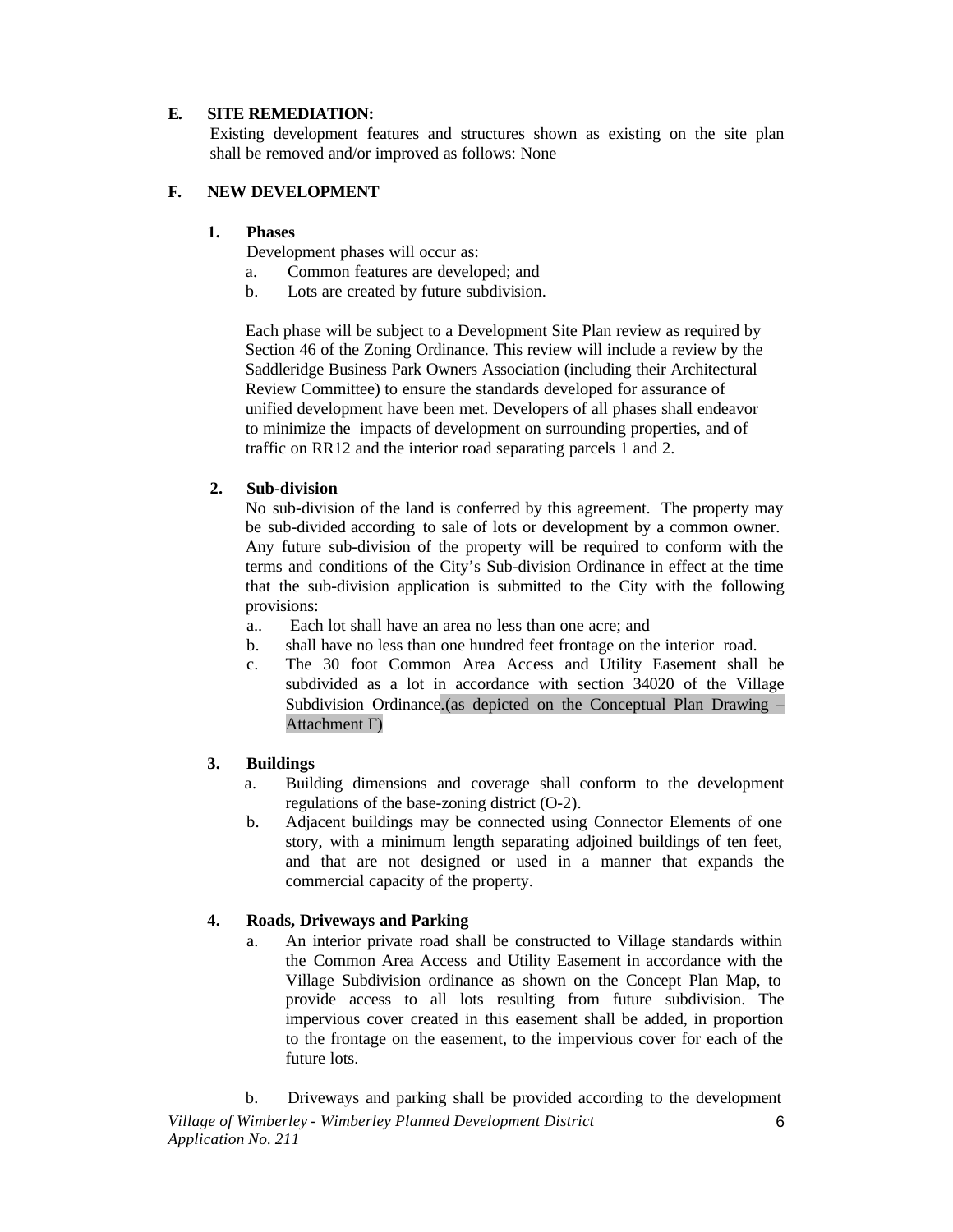**E. SITE REMEDIATION:**

Existing development features and structures shown as existing on the site plan shall be removed and/or improved as follows: None

**F. NEW DEVELOPMENT**

**1. Phases**

Development phases will occur as:

a. Common features are developed; and
b. Lots are created by future subdivision.

Each phase will be subject to a Development Site Plan review as required by Section 46 of the Zoning Ordinance. This review will include a review by the Saddleridge Business Park Owners Association (including their Architectural Review Committee) to ensure the standards developed for assurance of unified development have been met. Developers of all phases shall endeavor to minimize the impacts of development on surrounding properties, and of traffic on RR12 and the interior road separating parcels 1 and 2.

**2. Sub-division**

No sub-division of the land is conferred by this agreement. The property may be sub-divided according to sale of lots or development by a common owner. Any future sub-division of the property will be required to conform with the terms and conditions of the City's Sub-division Ordinance in effect at the time that the sub-division application is submitted to the City with the following provisions:

a.. Each lot shall have an area no less than one acre; and
b. shall have no less than one hundred feet frontage on the interior road.
c. The 30 foot Common Area Access and Utility Easement shall be subdivided as a lot in accordance with section 34020 of the Village Subdivision Ordinance.(as depicted on the Conceptual Plan Drawing – Attachment F)

**3. Buildings**

a. Building dimensions and coverage shall conform to the development regulations of the base-zoning district (O-2).
b. Adjacent buildings may be connected using Connector Elements of one story, with a minimum length separating adjoined buildings of ten feet, and that are not designed or used in a manner that expands the commercial capacity of the property.

**4. Roads, Driveways and Parking**

a. An interior private road shall be constructed to Village standards within the Common Area Access and Utility Easement in accordance with the Village Subdivision ordinance as shown on the Concept Plan Map, to provide access to all lots resulting from future subdivision. The impervious cover created in this easement shall be added, in proportion to the frontage on the easement, to the impervious cover for each of the future lots.

b. Driveways and parking shall be provided according to the development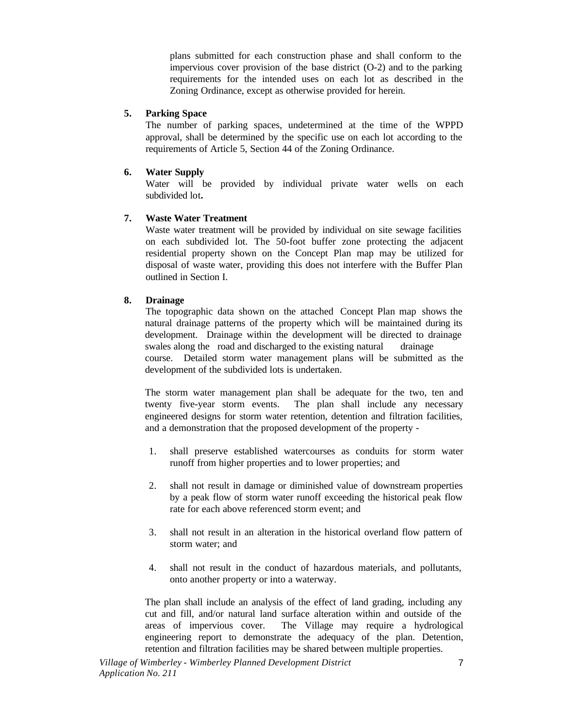plans submitted for each construction phase and shall conform to the impervious cover provision of the base district (O-2) and to the parking requirements for the intended uses on each lot as described in the Zoning Ordinance, except as otherwise provided for herein.

**5. Parking Space**

The number of parking spaces, undetermined at the time of the WPPD approval, shall be determined by the specific use on each lot according to the requirements of Article 5, Section 44 of the Zoning Ordinance.

**6. Water Supply**

Water will be provided by individual private water wells on each subdivided lot**.**

**7. Waste Water Treatment**

Waste water treatment will be provided by individual on site sewage facilities on each subdivided lot. The 50-foot buffer zone protecting the adjacent residential property shown on the Concept Plan map may be utilized for disposal of waste water, providing this does not interfere with the Buffer Plan outlined in Section I.

**8. Drainage**

The topographic data shown on the attached Concept Plan map shows the natural drainage patterns of the property which will be maintained during its development. Drainage within the development will be directed to drainage swales along the road and discharged to the existing natural drainage course. Detailed storm water management plans will be submitted as the development of the subdivided lots is undertaken.

The storm water management plan shall be adequate for the two, ten and twenty five-year storm events. The plan shall include any necessary engineered designs for storm water retention, detention and filtration facilities, and a demonstration that the proposed development of the property -

1. shall preserve established watercourses as conduits for storm water runoff from higher properties and to lower properties; and

2. shall not result in damage or diminished value of downstream properties by a peak flow of storm water runoff exceeding the historical peak flow rate for each above referenced storm event; and

3. shall not result in an alteration in the historical overland flow pattern of storm water; and

4. shall not result in the conduct of hazardous materials, and pollutants, onto another property or into a waterway.

The plan shall include an analysis of the effect of land grading, including any cut and fill, and/or natural land surface alteration within and outside of the areas of impervious cover. The Village may require a hydrological engineering report to demonstrate the adequacy of the plan. Detention, retention and filtration facilities may be shared between multiple properties.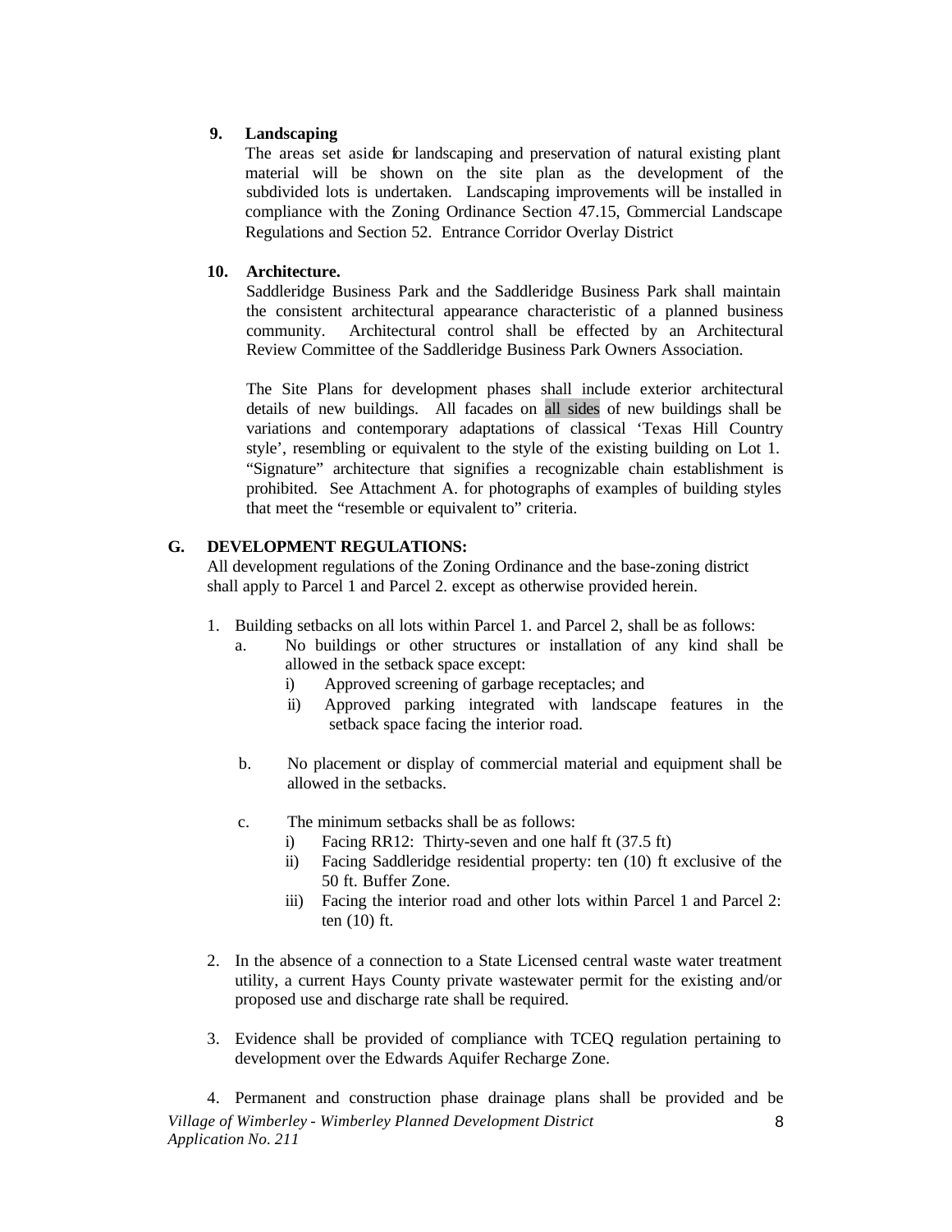9. **Landscaping**

   The areas set aside for landscaping and preservation of natural existing plant material will be shown on the site plan as the development of the subdivided lots is undertaken. Landscaping improvements will be installed in compliance with the Zoning Ordinance Section 47.15, Commercial Landscape Regulations and Section 52. Entrance Corridor Overlay District

10. **Architecture.**

    Saddleridge Business Park and the Saddleridge Business Park shall maintain the consistent architectural appearance characteristic of a planned business community. Architectural control shall be effected by an Architectural Review Committee of the Saddleridge Business Park Owners Association.

    The Site Plans for development phases shall include exterior architectural details of new buildings. All facades on all sides of new buildings shall be variations and contemporary adaptations of classical 'Texas Hill Country style', resembling or equivalent to the style of the existing building on Lot 1. "Signature" architecture that signifies a recognizable chain establishment is prohibited. See Attachment A. for photographs of examples of building styles that meet the "resemble or equivalent to" criteria.

## G. DEVELOPMENT REGULATIONS:

All development regulations of the Zoning Ordinance and the base-zoning district shall apply to Parcel 1 and Parcel 2. except as otherwise provided herein.

1. Building setbacks on all lots within Parcel 1. and Parcel 2, shall be as follows:
   a. No buildings or other structures or installation of any kind shall be allowed in the setback space except:
      i) Approved screening of garbage receptacles; and
      ii) Approved parking integrated with landscape features in the setback space facing the interior road.

   b. No placement or display of commercial material and equipment shall be allowed in the setbacks.

   c. The minimum setbacks shall be as follows:
      i) Facing RR12: Thirty-seven and one half ft (37.5 ft)
      ii) Facing Saddleridge residential property: ten (10) ft exclusive of the 50 ft. Buffer Zone.
      iii) Facing the interior road and other lots within Parcel 1 and Parcel 2: ten (10) ft.

2. In the absence of a connection to a State Licensed central waste water treatment utility, a current Hays County private wastewater permit for the existing and/or proposed use and discharge rate shall be required.

3. Evidence shall be provided of compliance with TCEQ regulation pertaining to development over the Edwards Aquifer Recharge Zone.

4. Permanent and construction phase drainage plans shall be provided and be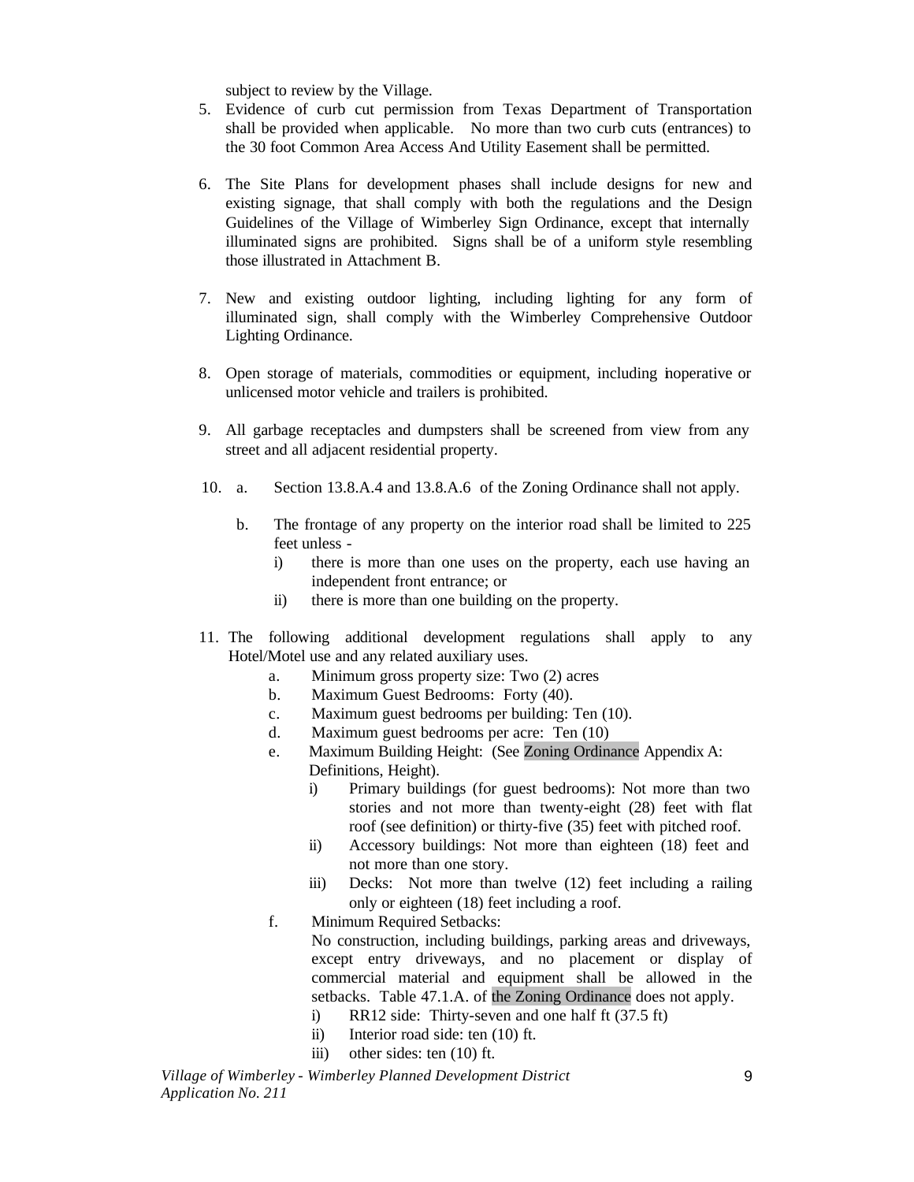subject to review by the Village.

5. Evidence of curb cut permission from Texas Department of Transportation shall be provided when applicable. No more than two curb cuts (entrances) to the 30 foot Common Area Access And Utility Easement shall be permitted.

6. The Site Plans for development phases shall include designs for new and existing signage, that shall comply with both the regulations and the Design Guidelines of the Village of Wimberley Sign Ordinance, except that internally illuminated signs are prohibited. Signs shall be of a uniform style resembling those illustrated in Attachment B.

7. New and existing outdoor lighting, including lighting for any form of illuminated sign, shall comply with the Wimberley Comprehensive Outdoor Lighting Ordinance.

8. Open storage of materials, commodities or equipment, including inoperative or unlicensed motor vehicle and trailers is prohibited.

9. All garbage receptacles and dumpsters shall be screened from view from any street and all adjacent residential property.

10. a. Section 13.8.A.4 and 13.8.A.6 of the Zoning Ordinance shall not apply.

    b. The frontage of any property on the interior road shall be limited to 225 feet unless -
       i) there is more than one uses on the property, each use having an independent front entrance; or
       ii) there is more than one building on the property.

11. The following additional development regulations shall apply to any Hotel/Motel use and any related auxiliary uses.
    a. Minimum gross property size: Two (2) acres
    b. Maximum Guest Bedrooms: Forty (40).
    c. Maximum guest bedrooms per building: Ten (10).
    d. Maximum guest bedrooms per acre: Ten (10)
    e. Maximum Building Height: (See Zoning Ordinance Appendix A: Definitions, Height).
       i) Primary buildings (for guest bedrooms): Not more than two stories and not more than twenty-eight (28) feet with flat roof (see definition) or thirty-five (35) feet with pitched roof.
       ii) Accessory buildings: Not more than eighteen (18) feet and not more than one story.
       iii) Decks: Not more than twelve (12) feet including a railing only or eighteen (18) feet including a roof.
    f. Minimum Required Setbacks:
       No construction, including buildings, parking areas and driveways, except entry driveways, and no placement or display of commercial material and equipment shall be allowed in the setbacks. Table 47.1.A. of the Zoning Ordinance does not apply.
       i) RR12 side: Thirty-seven and one half ft (37.5 ft)
       ii) Interior road side: ten (10) ft.
       iii) other sides: ten (10) ft.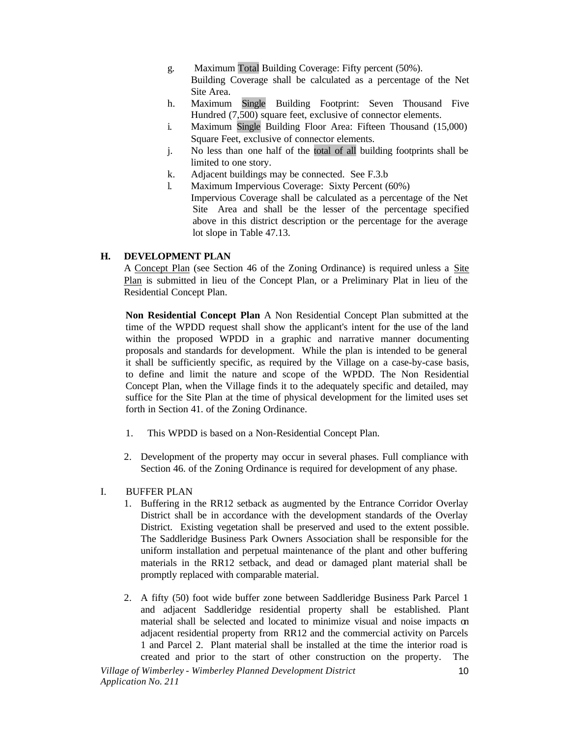g. Maximum Total Building Coverage: Fifty percent (50%). Building Coverage shall be calculated as a percentage of the Net Site Area.

h. Maximum Single Building Footprint: Seven Thousand Five Hundred (7,500) square feet, exclusive of connector elements.

i. Maximum Single Building Floor Area: Fifteen Thousand (15,000) Square Feet, exclusive of connector elements.

j. No less than one half of the total of all building footprints shall be limited to one story.

k. Adjacent buildings may be connected. See F.3.b

l. Maximum Impervious Coverage: Sixty Percent (60%) Impervious Coverage shall be calculated as a percentage of the Net Site Area and shall be the lesser of the percentage specified above in this district description or the percentage for the average lot slope in Table 47.13.

## H. DEVELOPMENT PLAN

A Concept Plan (see Section 46 of the Zoning Ordinance) is required unless a Site Plan is submitted in lieu of the Concept Plan, or a Preliminary Plat in lieu of the Residential Concept Plan.

**Non Residential Concept Plan** A Non Residential Concept Plan submitted at the time of the WPDD request shall show the applicant's intent for the use of the land within the proposed WPDD in a graphic and narrative manner documenting proposals and standards for development. While the plan is intended to be general it shall be sufficiently specific, as required by the Village on a case-by-case basis, to define and limit the nature and scope of the WPDD. The Non Residential Concept Plan, when the Village finds it to the adequately specific and detailed, may suffice for the Site Plan at the time of physical development for the limited uses set forth in Section 41. of the Zoning Ordinance.

1. This WPDD is based on a Non-Residential Concept Plan.

2. Development of the property may occur in several phases. Full compliance with Section 46. of the Zoning Ordinance is required for development of any phase.

## I. BUFFER PLAN

1. Buffering in the RR12 setback as augmented by the Entrance Corridor Overlay District shall be in accordance with the development standards of the Overlay District. Existing vegetation shall be preserved and used to the extent possible. The Saddleridge Business Park Owners Association shall be responsible for the uniform installation and perpetual maintenance of the plant and other buffering materials in the RR12 setback, and dead or damaged plant material shall be promptly replaced with comparable material.

2. A fifty (50) foot wide buffer zone between Saddleridge Business Park Parcel 1 and adjacent Saddleridge residential property shall be established. Plant material shall be selected and located to minimize visual and noise impacts on adjacent residential property from RR12 and the commercial activity on Parcels 1 and Parcel 2. Plant material shall be installed at the time the interior road is created and prior to the start of other construction on the property. The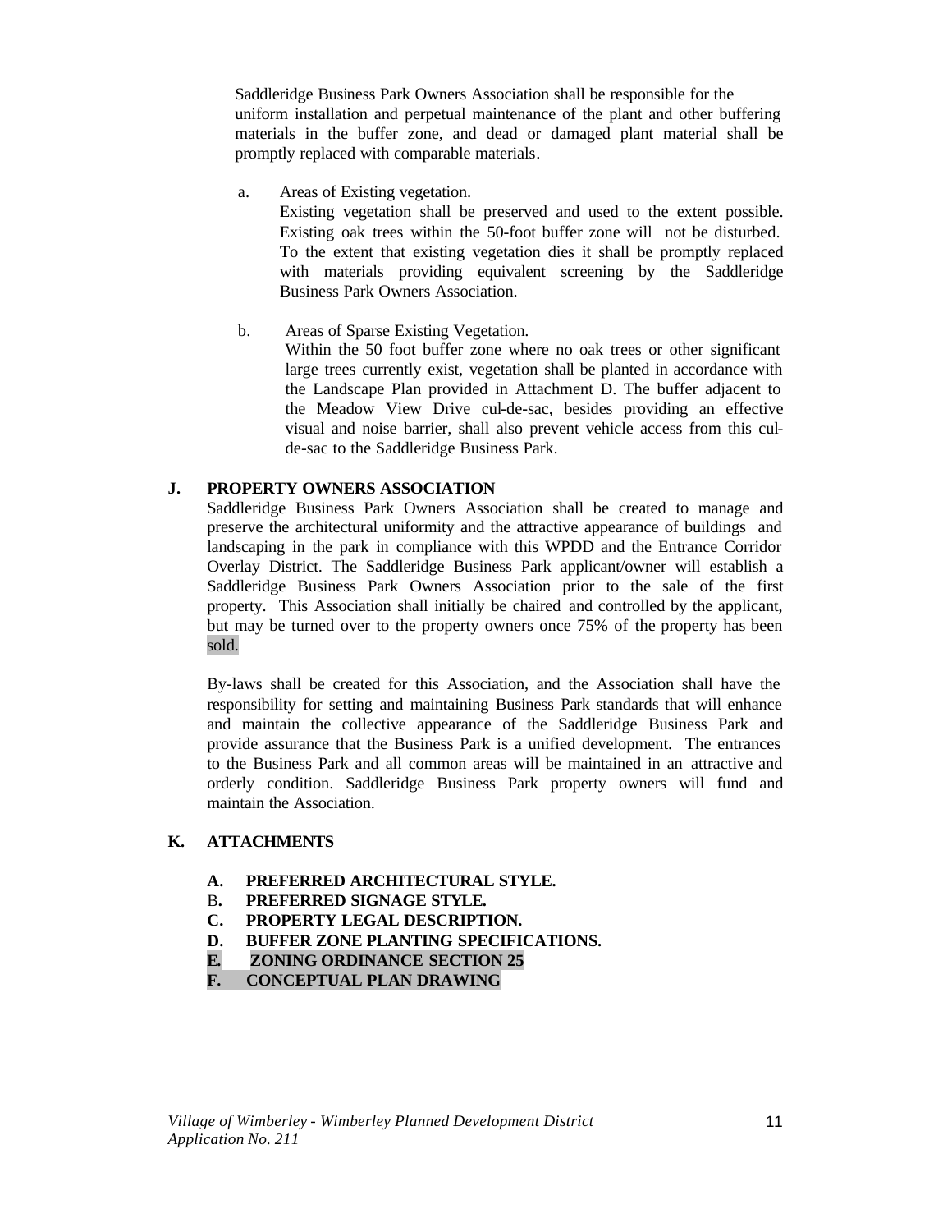Saddleridge Business Park Owners Association shall be responsible for the uniform installation and perpetual maintenance of the plant and other buffering materials in the buffer zone, and dead or damaged plant material shall be promptly replaced with comparable materials.

a. Areas of Existing vegetation.
   Existing vegetation shall be preserved and used to the extent possible. Existing oak trees within the 50-foot buffer zone will not be disturbed. To the extent that existing vegetation dies it shall be promptly replaced with materials providing equivalent screening by the Saddleridge Business Park Owners Association.

b. Areas of Sparse Existing Vegetation.
   Within the 50 foot buffer zone where no oak trees or other significant large trees currently exist, vegetation shall be planted in accordance with the Landscape Plan provided in Attachment D. The buffer adjacent to the Meadow View Drive cul-de-sac, besides providing an effective visual and noise barrier, shall also prevent vehicle access from this cul-de-sac to the Saddleridge Business Park.

## J. PROPERTY OWNERS ASSOCIATION

Saddleridge Business Park Owners Association shall be created to manage and preserve the architectural uniformity and the attractive appearance of buildings and landscaping in the park in compliance with this WPDD and the Entrance Corridor Overlay District. The Saddleridge Business Park applicant/owner will establish a Saddleridge Business Park Owners Association prior to the sale of the first property. This Association shall initially be chaired and controlled by the applicant, but may be turned over to the property owners once 75% of the property has been sold.

By-laws shall be created for this Association, and the Association shall have the responsibility for setting and maintaining Business Park standards that will enhance and maintain the collective appearance of the Saddleridge Business Park and provide assurance that the Business Park is a unified development. The entrances to the Business Park and all common areas will be maintained in an attractive and orderly condition. Saddleridge Business Park property owners will fund and maintain the Association.

## K. ATTACHMENTS

- **A. PREFERRED ARCHITECTURAL STYLE.**
- **B. PREFERRED SIGNAGE STYLE.**
- **C. PROPERTY LEGAL DESCRIPTION.**
- **D. BUFFER ZONE PLANTING SPECIFICATIONS.**
- **E. ZONING ORDINANCE SECTION 25**
- **F. CONCEPTUAL PLAN DRAWING**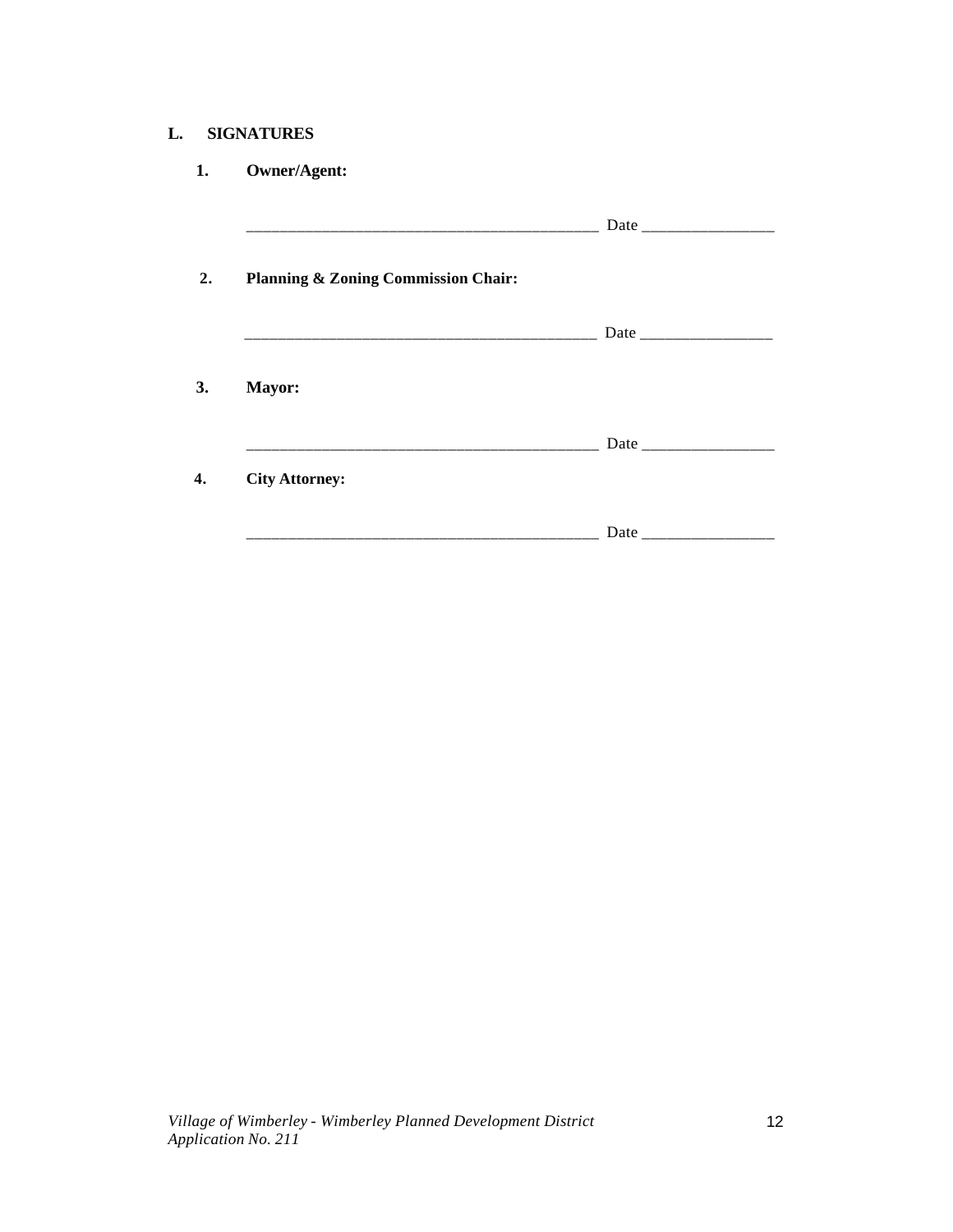## L. SIGNATURES

**1. Owner/Agent:**

____________________________________________ Date ________________

**2. Planning & Zoning Commission Chair:**

____________________________________________ Date ________________

**3. Mayor:**

____________________________________________ Date ________________

**4. City Attorney:**

____________________________________________ Date ________________